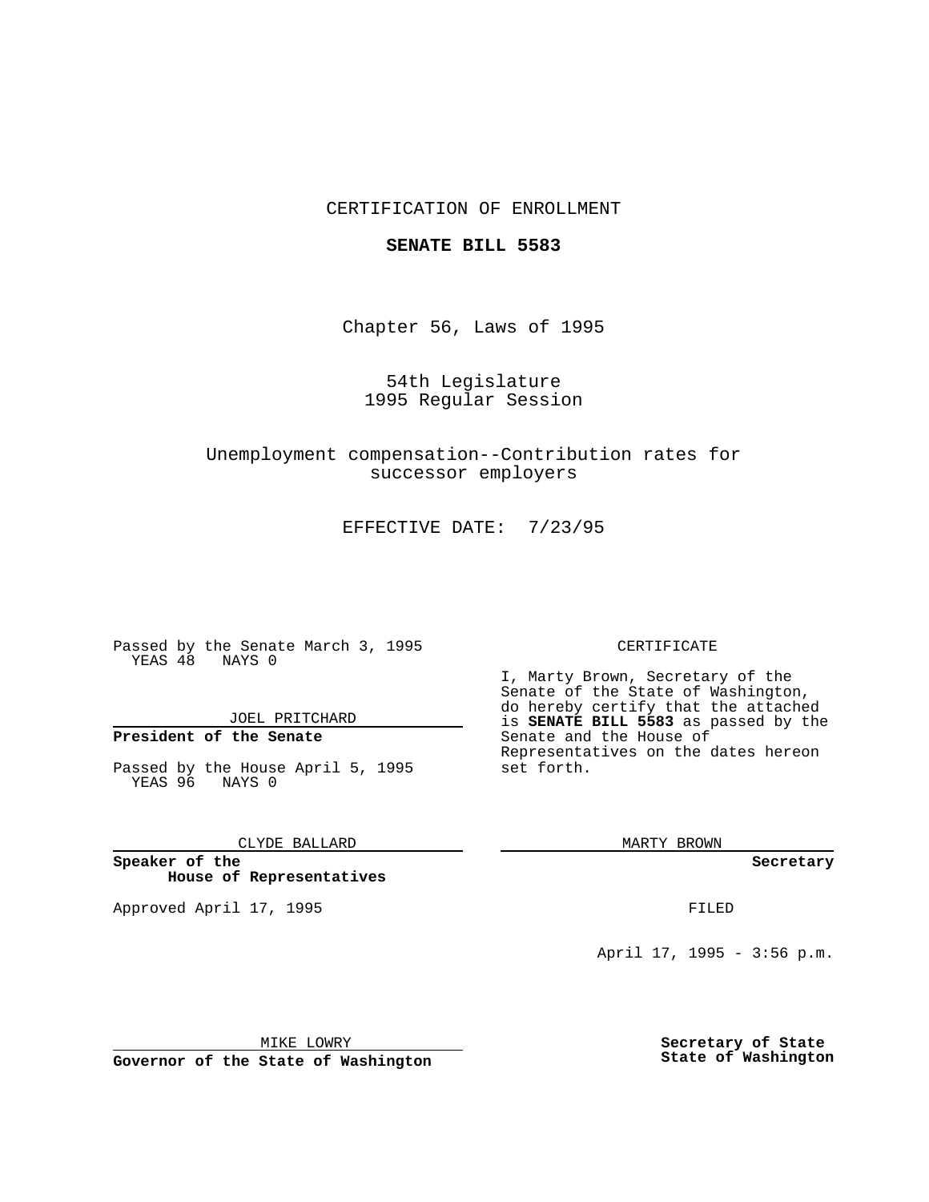CERTIFICATION OF ENROLLMENT

**SENATE BILL 5583**

Chapter 56, Laws of 1995

54th Legislature
1995 Regular Session

Unemployment compensation--Contribution rates for successor employers

EFFECTIVE DATE: 7/23/95

Passed by the Senate March 3, 1995
YEAS 48 NAYS 0

JOEL PRITCHARD

**President of the Senate**

Passed by the House April 5, 1995
YEAS 96 NAYS 0

CLYDE BALLARD

**Speaker of the House of Representatives**

Approved April 17, 1995

MIKE LOWRY

**Governor of the State of Washington**

CERTIFICATE

I, Marty Brown, Secretary of the Senate of the State of Washington, do hereby certify that the attached is **SENATE BILL 5583** as passed by the Senate and the House of Representatives on the dates hereon set forth.

MARTY BROWN

**Secretary**

FILED

April 17, 1995 - 3:56 p.m.

**Secretary of State**
**State of Washington**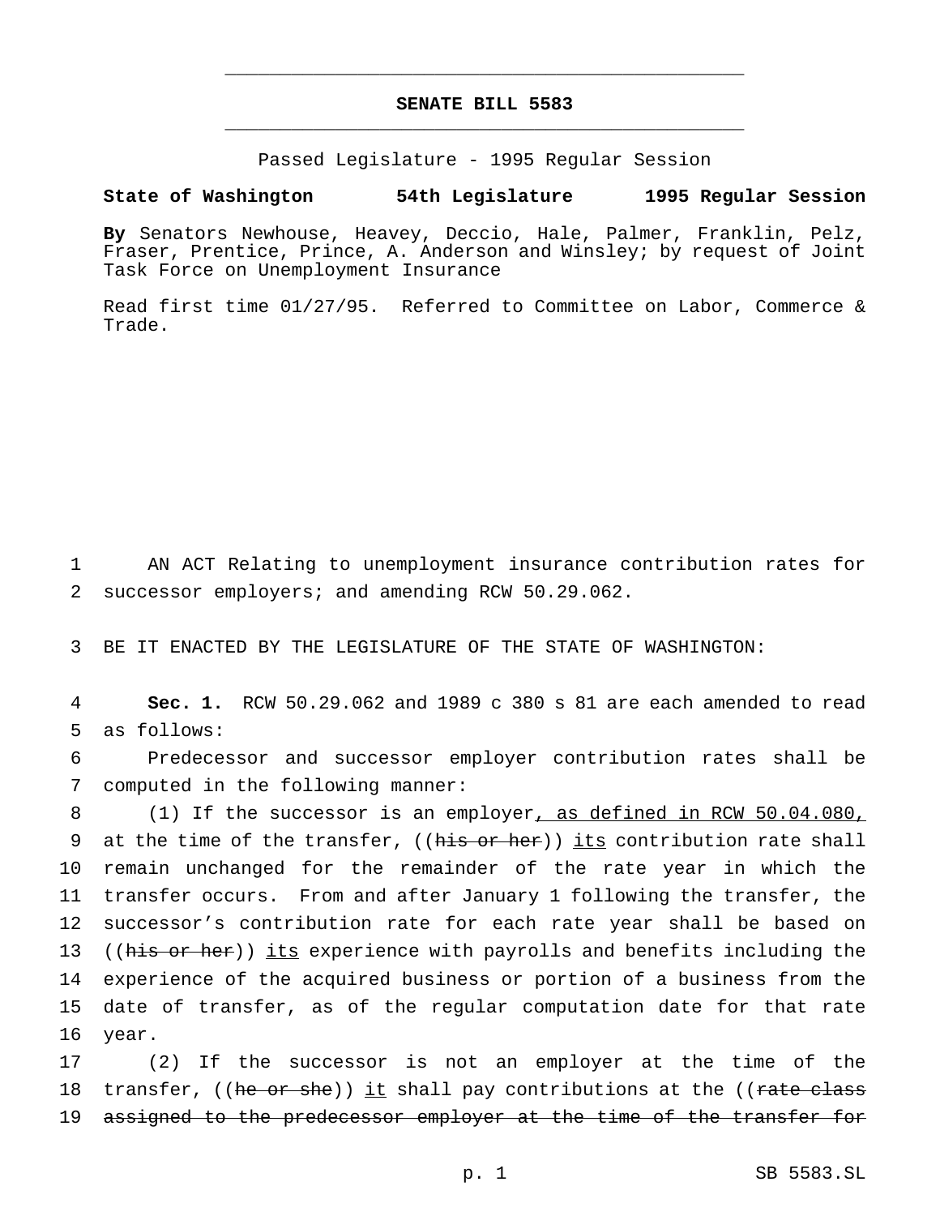# SENATE BILL 5583

Passed Legislature - 1995 Regular Session

**State of Washington 54th Legislature 1995 Regular Session**

**By** Senators Newhouse, Heavey, Deccio, Hale, Palmer, Franklin, Pelz, Fraser, Prentice, Prince, A. Anderson and Winsley; by request of Joint Task Force on Unemployment Insurance

Read first time 01/27/95. Referred to Committee on Labor, Commerce & Trade.

1 AN ACT Relating to unemployment insurance contribution rates for
2 successor employers; and amending RCW 50.29.062.

3 BE IT ENACTED BY THE LEGISLATURE OF THE STATE OF WASHINGTON:

4 **Sec. 1.** RCW 50.29.062 and 1989 c 380 s 81 are each amended to read
5 as follows:

6 Predecessor and successor employer contribution rates shall be
7 computed in the following manner:

8 (1) If the successor is an employer, as defined in RCW 50.04.080,
9 at the time of the transfer, ((~~his or her~~)) its contribution rate shall
10 remain unchanged for the remainder of the rate year in which the
11 transfer occurs. From and after January 1 following the transfer, the
12 successor's contribution rate for each rate year shall be based on
13 ((~~his or her~~)) its experience with payrolls and benefits including the
14 experience of the acquired business or portion of a business from the
15 date of transfer, as of the regular computation date for that rate
16 year.

17 (2) If the successor is not an employer at the time of the
18 transfer, ((~~he or she~~)) it shall pay contributions at the ((~~rate class~~
19 ~~assigned to the predecessor employer at the time of the transfer for~~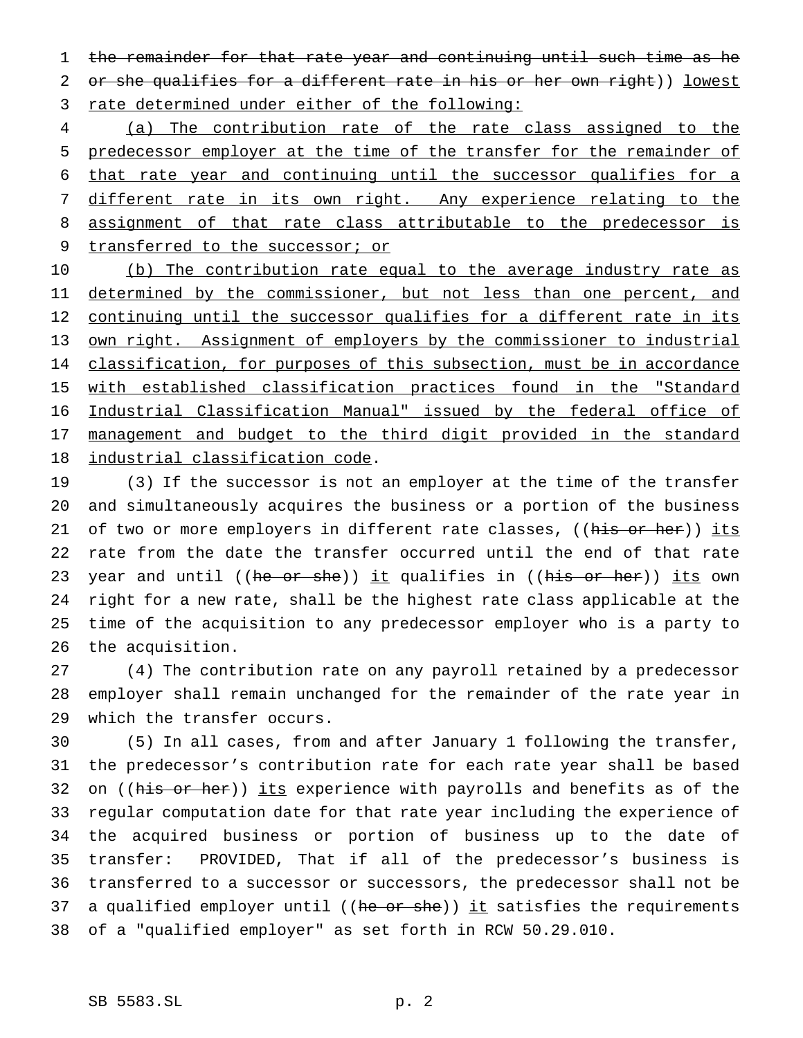~~the remainder for that rate year and continuing until such time as he or she qualifies for a different rate in his or her own right~~)) lowest rate determined under either of the following:

(a) The contribution rate of the rate class assigned to the predecessor employer at the time of the transfer for the remainder of that rate year and continuing until the successor qualifies for a different rate in its own right. Any experience relating to the assignment of that rate class attributable to the predecessor is transferred to the successor; or

(b) The contribution rate equal to the average industry rate as determined by the commissioner, but not less than one percent, and continuing until the successor qualifies for a different rate in its own right. Assignment of employers by the commissioner to industrial classification, for purposes of this subsection, must be in accordance with established classification practices found in the "Standard Industrial Classification Manual" issued by the federal office of management and budget to the third digit provided in the standard industrial classification code.

(3) If the successor is not an employer at the time of the transfer and simultaneously acquires the business or a portion of the business of two or more employers in different rate classes, ((~~his or her~~)) its rate from the date the transfer occurred until the end of that rate year and until ((~~he or she~~)) it qualifies in ((~~his or her~~)) its own right for a new rate, shall be the highest rate class applicable at the time of the acquisition to any predecessor employer who is a party to the acquisition.

(4) The contribution rate on any payroll retained by a predecessor employer shall remain unchanged for the remainder of the rate year in which the transfer occurs.

(5) In all cases, from and after January 1 following the transfer, the predecessor's contribution rate for each rate year shall be based on ((~~his or her~~)) its experience with payrolls and benefits as of the regular computation date for that rate year including the experience of the acquired business or portion of business up to the date of transfer: PROVIDED, That if all of the predecessor's business is transferred to a successor or successors, the predecessor shall not be a qualified employer until ((~~he or she~~)) it satisfies the requirements of a "qualified employer" as set forth in RCW 50.29.010.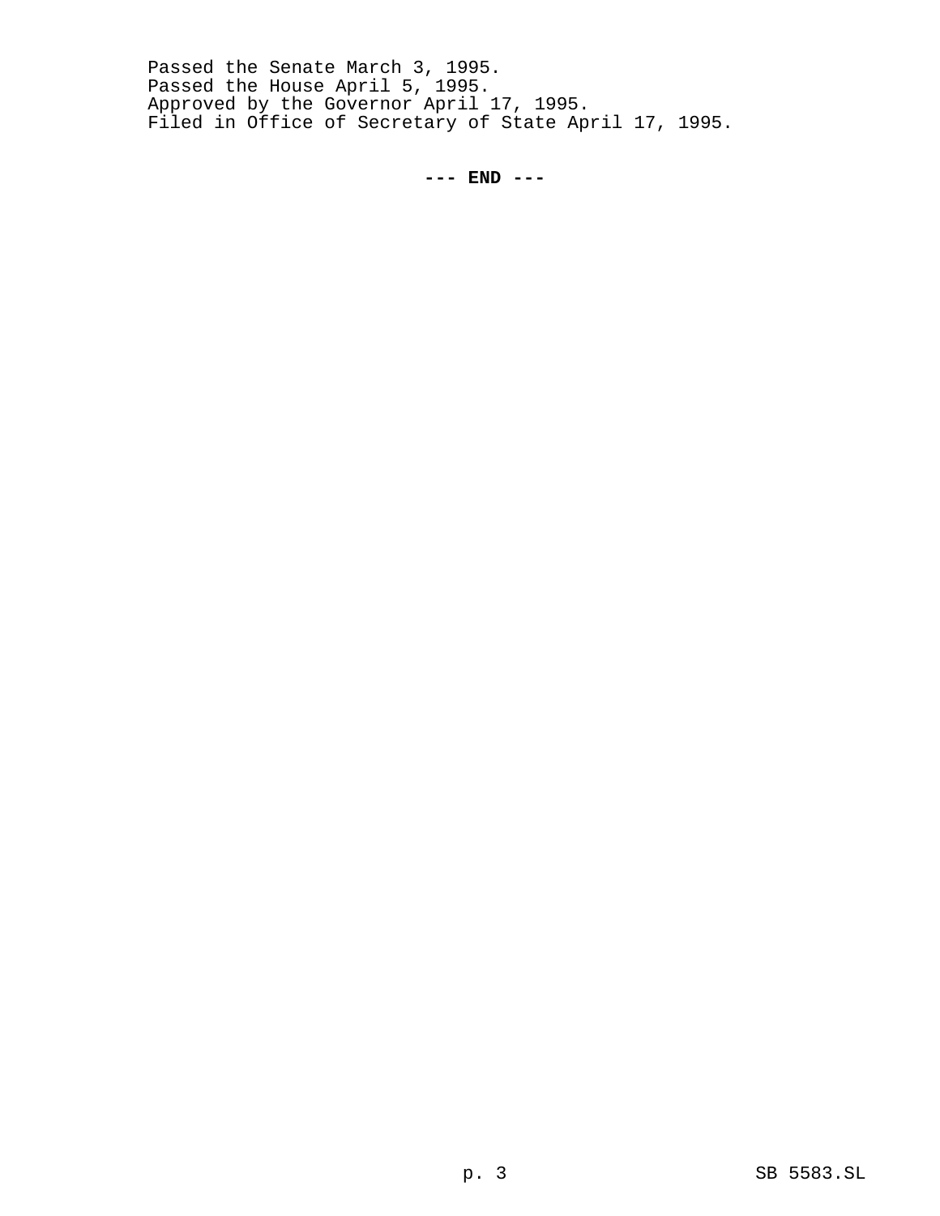Passed the Senate March 3, 1995.
Passed the House April 5, 1995.
Approved by the Governor April 17, 1995.
Filed in Office of Secretary of State April 17, 1995.

**--- END ---**